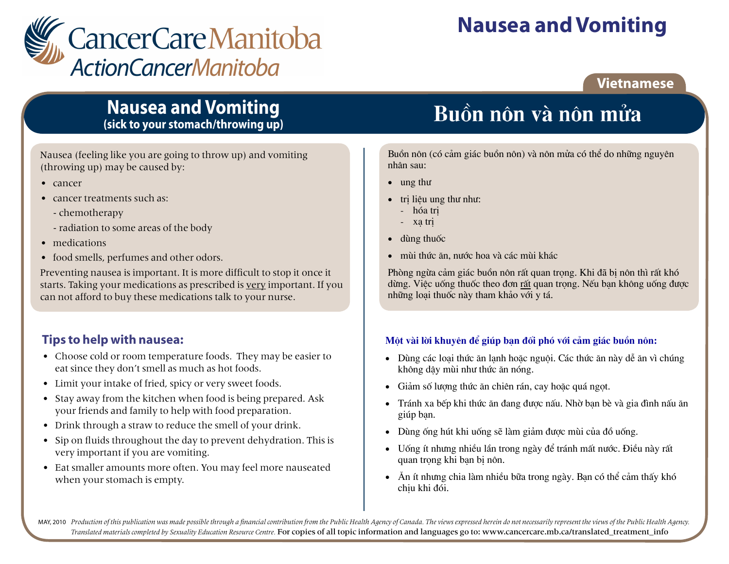CancerCare Manitoba
ActionCancerManitoba

# Nausea and Vomiting

Vietnamese

## Nausea and Vomiting
**(sick to your stomach/throwing up)**

Nausea (feeling like you are going to throw up) and vomiting (throwing up) may be caused by:

- cancer
- cancer treatments such as:
  - chemotherapy
  - radiation to some areas of the body
- medications
- food smells, perfumes and other odors.

Preventing nausea is important. It is more difficult to stop it once it starts. Taking your medications as prescribed is <u>very</u> important. If you can not afford to buy these medications talk to your nurse.

### Tips to help with nausea:

- Choose cold or room temperature foods. They may be easier to eat since they don't smell as much as hot foods.
- Limit your intake of fried, spicy or very sweet foods.
- Stay away from the kitchen when food is being prepared. Ask your friends and family to help with food preparation.
- Drink through a straw to reduce the smell of your drink.
- Sip on fluids throughout the day to prevent dehydration. This is very important if you are vomiting.
- Eat smaller amounts more often. You may feel more nauseated when your stomach is empty.

## Buồn nôn và nôn mửa

Buồn nôn (có cảm giác buồn nôn) và nôn mửa có thể do những nguyên nhân sau:

- ung thư
- trị liệu ung thư như:
  - hóa trị
  - xạ trị
- dùng thuốc
- mùi thức ăn, nước hoa và các mùi khác

Phòng ngừa cảm giác buồn nôn rất quan trọng. Khi đã bị nôn thì rất khó dừng. Việc uống thuốc theo đơn <u>rất</u> quan trọng. Nếu bạn không uống được những loại thuốc này tham khảo với y tá.

### Một vài lời khuyên để giúp bạn đối phó với cảm giác buồn nôn:

- Dùng các loại thức ăn lạnh hoặc nguội. Các thức ăn này dễ ăn vì chúng không dậy mùi như thức ăn nóng.
- Giảm số lượng thức ăn chiên rán, cay hoặc quá ngọt.
- Tránh xa bếp khi thức ăn đang được nấu. Nhờ bạn bè và gia đình nấu ăn giúp bạn.
- Dùng ống hút khi uống sẽ làm giảm được mùi của đồ uống.
- Uống ít nhưng nhiều lần trong ngày để tránh mất nước. Điều này rất quan trọng khi bạn bị nôn.
- Ăn ít nhưng chia làm nhiều bữa trong ngày. Bạn có thể cảm thấy khó chịu khi đói.

MAY, 2010 *Production of this publication was made possible through a financial contribution from the Public Health Agency of Canada. The views expressed herein do not necessarily represent the views of the Public Health Agency. Translated materials completed by Sexuality Education Resource Centre.* For copies of all topic information and languages go to: www.cancercare.mb.ca/translated_treatment_info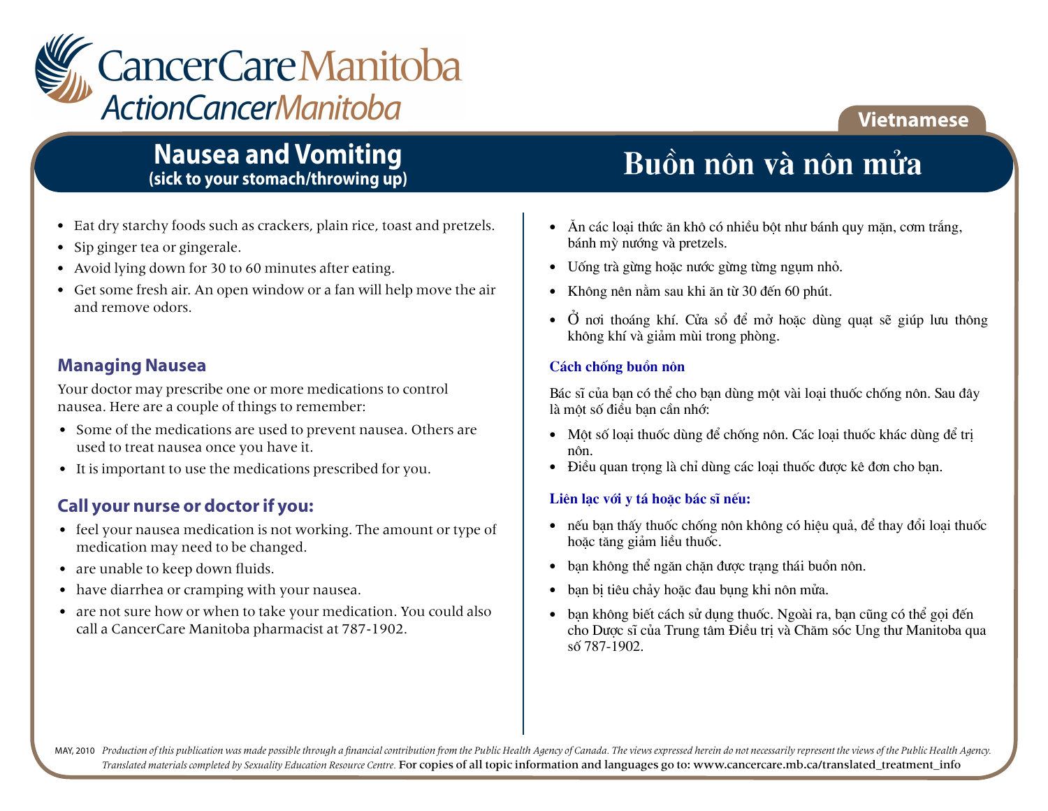CancerCare Manitoba
ActionCancerManitoba

Vietnamese

# Nausea and Vomiting
**(sick to your stomach/throwing up)**

- Eat dry starchy foods such as crackers, plain rice, toast and pretzels.
- Sip ginger tea or gingerale.
- Avoid lying down for 30 to 60 minutes after eating.
- Get some fresh air. An open window or a fan will help move the air and remove odors.

## Managing Nausea

Your doctor may prescribe one or more medications to control nausea. Here are a couple of things to remember:

- Some of the medications are used to prevent nausea. Others are used to treat nausea once you have it.
- It is important to use the medications prescribed for you.

## Call your nurse or doctor if you:

- feel your nausea medication is not working. The amount or type of medication may need to be changed.
- are unable to keep down fluids.
- have diarrhea or cramping with your nausea.
- are not sure how or when to take your medication. You could also call a CancerCare Manitoba pharmacist at 787-1902.

# Buồn nôn và nôn mửa

- Ăn các loại thức ăn khô có nhiều bột như bánh quy mặn, cơm trắng, bánh mỳ nướng và pretzels.
- Uống trà gừng hoặc nước gừng từng ngụm nhỏ.
- Không nên nằm sau khi ăn từ 30 đến 60 phút.
- Ở nơi thoáng khí. Cửa sổ để mở hoặc dùng quạt sẽ giúp lưu thông không khí và giảm mùi trong phòng.

## Cách chống buồn nôn

Bác sĩ của bạn có thể cho bạn dùng một vài loại thuốc chống nôn. Sau đây là một số điều bạn cần nhớ:

- Một số loại thuốc dùng để chống nôn. Các loại thuốc khác dùng để trị nôn.
- Điều quan trọng là chỉ dùng các loại thuốc được kê đơn cho bạn.

## Liên lạc với y tá hoặc bác sĩ nếu:

- nếu bạn thấy thuốc chống nôn không có hiệu quả, để thay đổi loại thuốc hoặc tăng giảm liều thuốc.
- bạn không thể ngăn chặn được trạng thái buồn nôn.
- bạn bị tiêu chảy hoặc đau bụng khi nôn mửa.
- bạn không biết cách sử dụng thuốc. Ngoài ra, bạn cũng có thể gọi đến cho Dược sĩ của Trung tâm Điều trị và Chăm sóc Ung thư Manitoba qua số 787-1902.

MAY, 2010 *Production of this publication was made possible through a financial contribution from the Public Health Agency of Canada. The views expressed herein do not necessarily represent the views of the Public Health Agency. Translated materials completed by Sexuality Education Resource Centre.* For copies of all topic information and languages go to: www.cancercare.mb.ca/translated_treatment_info